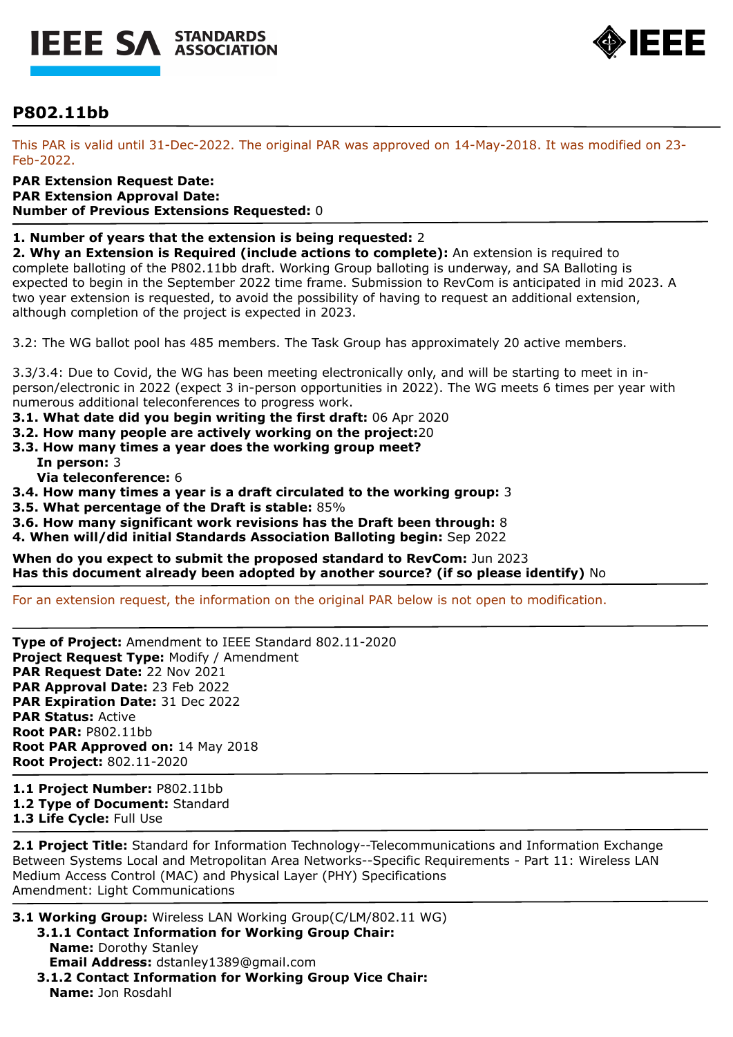# P802.11bb

This PAR is valid until 31-Dec-2022. The original PAR was approved on 14-May-2018. It was modified on 23-Feb-2022.

**PAR Extension Request Date:**
**PAR Extension Approval Date:**
**Number of Previous Extensions Requested:** 0

**1. Number of years that the extension is being requested:** 2
**2. Why an Extension is Required (include actions to complete):** An extension is required to complete balloting of the P802.11bb draft. Working Group balloting is underway, and SA Balloting is expected to begin in the September 2022 time frame. Submission to RevCom is anticipated in mid 2023. A two year extension is requested, to avoid the possibility of having to request an additional extension, although completion of the project is expected in 2023.

3.2: The WG ballot pool has 485 members. The Task Group has approximately 20 active members.

3.3/3.4: Due to Covid, the WG has been meeting electronically only, and will be starting to meet in in-person/electronic in 2022 (expect 3 in-person opportunities in 2022). The WG meets 6 times per year with numerous additional teleconferences to progress work.
**3.1. What date did you begin writing the first draft:** 06 Apr 2020
**3.2. How many people are actively working on the project:**20
**3.3. How many times a year does the working group meet?**
  **In person:** 3
  **Via teleconference:** 6
**3.4. How many times a year is a draft circulated to the working group:** 3
**3.5. What percentage of the Draft is stable:** 85%
**3.6. How many significant work revisions has the Draft been through:** 8
**4. When will/did initial Standards Association Balloting begin:** Sep 2022

**When do you expect to submit the proposed standard to RevCom:** Jun 2023
**Has this document already been adopted by another source? (if so please identify)** No

For an extension request, the information on the original PAR below is not open to modification.

---

**Type of Project:** Amendment to IEEE Standard 802.11-2020
**Project Request Type:** Modify / Amendment
**PAR Request Date:** 22 Nov 2021
**PAR Approval Date:** 23 Feb 2022
**PAR Expiration Date:** 31 Dec 2022
**PAR Status:** Active
**Root PAR:** P802.11bb
**Root PAR Approved on:** 14 May 2018
**Root Project:** 802.11-2020

**1.1 Project Number:** P802.11bb
**1.2 Type of Document:** Standard
**1.3 Life Cycle:** Full Use

**2.1 Project Title:** Standard for Information Technology--Telecommunications and Information Exchange Between Systems Local and Metropolitan Area Networks--Specific Requirements - Part 11: Wireless LAN Medium Access Control (MAC) and Physical Layer (PHY) Specifications
Amendment: Light Communications

**3.1 Working Group:** Wireless LAN Working Group(C/LM/802.11 WG)
  **3.1.1 Contact Information for Working Group Chair:**
    **Name:** Dorothy Stanley
    **Email Address:** dstanley1389@gmail.com
  **3.1.2 Contact Information for Working Group Vice Chair:**
    **Name:** Jon Rosdahl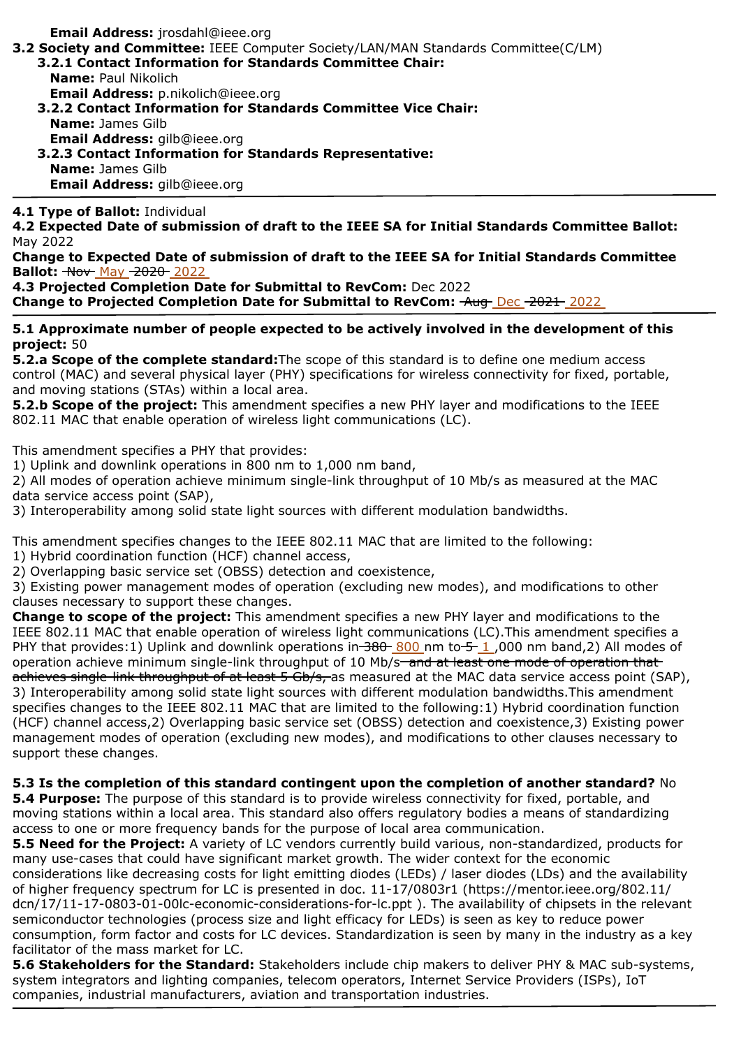**Email Address:** jrosdahl@ieee.org

**3.2 Society and Committee:** IEEE Computer Society/LAN/MAN Standards Committee(C/LM)

**3.2.1 Contact Information for Standards Committee Chair:**
**Name:** Paul Nikolich
**Email Address:** p.nikolich@ieee.org

**3.2.2 Contact Information for Standards Committee Vice Chair:**
**Name:** James Gilb
**Email Address:** gilb@ieee.org

**3.2.3 Contact Information for Standards Representative:**
**Name:** James Gilb
**Email Address:** gilb@ieee.org

---

**4.1 Type of Ballot:** Individual

**4.2 Expected Date of submission of draft to the IEEE SA for Initial Standards Committee Ballot:** May 2022

**Change to Expected Date of submission of draft to the IEEE SA for Initial Standards Committee Ballot:** ~~Nov~~ May ~~2020~~ 2022

**4.3 Projected Completion Date for Submittal to RevCom:** Dec 2022

**Change to Projected Completion Date for Submittal to RevCom:** ~~Aug~~ Dec ~~2021~~ 2022

---

**5.1 Approximate number of people expected to be actively involved in the development of this project:** 50

**5.2.a Scope of the complete standard:** The scope of this standard is to define one medium access control (MAC) and several physical layer (PHY) specifications for wireless connectivity for fixed, portable, and moving stations (STAs) within a local area.

**5.2.b Scope of the project:** This amendment specifies a new PHY layer and modifications to the IEEE 802.11 MAC that enable operation of wireless light communications (LC).

This amendment specifies a PHY that provides:
1) Uplink and downlink operations in 800 nm to 1,000 nm band,
2) All modes of operation achieve minimum single-link throughput of 10 Mb/s as measured at the MAC data service access point (SAP),
3) Interoperability among solid state light sources with different modulation bandwidths.

This amendment specifies changes to the IEEE 802.11 MAC that are limited to the following:
1) Hybrid coordination function (HCF) channel access,
2) Overlapping basic service set (OBSS) detection and coexistence,
3) Existing power management modes of operation (excluding new modes), and modifications to other clauses necessary to support these changes.

**Change to scope of the project:** This amendment specifies a new PHY layer and modifications to the IEEE 802.11 MAC that enable operation of wireless light communications (LC).This amendment specifies a PHY that provides:1) Uplink and downlink operations in ~~380~~ 800 nm to ~~5~~ 1 ,000 nm band,2) All modes of operation achieve minimum single-link throughput of 10 Mb/s ~~and at least one mode of operation that achieves single-link throughput of at least 5 Gb/s,~~ as measured at the MAC data service access point (SAP), 3) Interoperability among solid state light sources with different modulation bandwidths.This amendment specifies changes to the IEEE 802.11 MAC that are limited to the following:1) Hybrid coordination function (HCF) channel access,2) Overlapping basic service set (OBSS) detection and coexistence,3) Existing power management modes of operation (excluding new modes), and modifications to other clauses necessary to support these changes.

**5.3 Is the completion of this standard contingent upon the completion of another standard?** No

**5.4 Purpose:** The purpose of this standard is to provide wireless connectivity for fixed, portable, and moving stations within a local area. This standard also offers regulatory bodies a means of standardizing access to one or more frequency bands for the purpose of local area communication.

**5.5 Need for the Project:** A variety of LC vendors currently build various, non-standardized, products for many use-cases that could have significant market growth. The wider context for the economic considerations like decreasing costs for light emitting diodes (LEDs) / laser diodes (LDs) and the availability of higher frequency spectrum for LC is presented in doc. 11-17/0803r1 (https://mentor.ieee.org/802.11/dcn/17/11-17-0803-01-00lc-economic-considerations-for-lc.ppt ). The availability of chipsets in the relevant semiconductor technologies (process size and light efficacy for LEDs) is seen as key to reduce power consumption, form factor and costs for LC devices. Standardization is seen by many in the industry as a key facilitator of the mass market for LC.

**5.6 Stakeholders for the Standard:** Stakeholders include chip makers to deliver PHY & MAC sub-systems, system integrators and lighting companies, telecom operators, Internet Service Providers (ISPs), IoT companies, industrial manufacturers, aviation and transportation industries.

---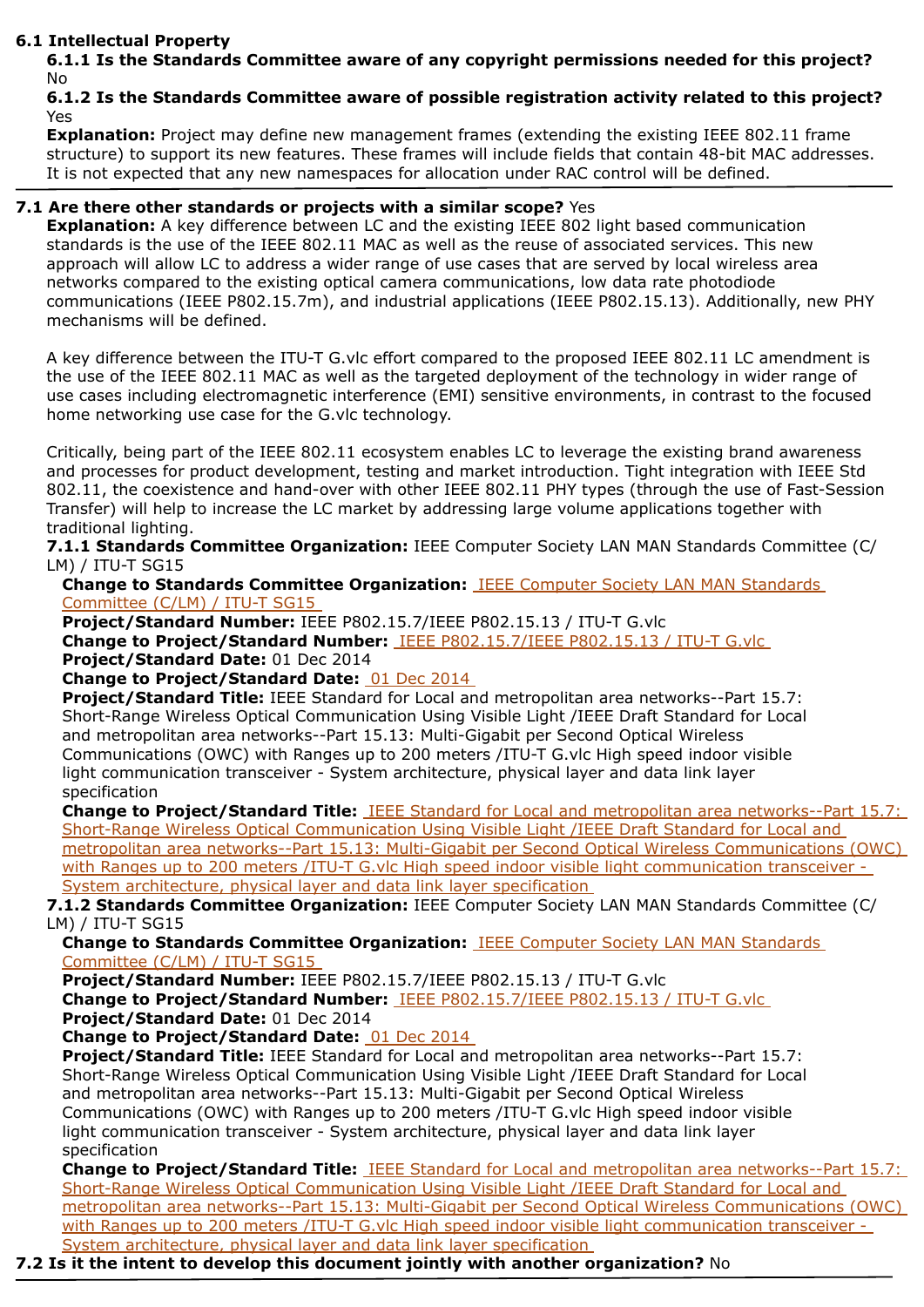**6.1 Intellectual Property**

**6.1.1 Is the Standards Committee aware of any copyright permissions needed for this project?** No

**6.1.2 Is the Standards Committee aware of possible registration activity related to this project?** Yes

**Explanation:** Project may define new management frames (extending the existing IEEE 802.11 frame structure) to support its new features. These frames will include fields that contain 48-bit MAC addresses. It is not expected that any new namespaces for allocation under RAC control will be defined.

---

**7.1 Are there other standards or projects with a similar scope?** Yes

**Explanation:** A key difference between LC and the existing IEEE 802 light based communication standards is the use of the IEEE 802.11 MAC as well as the reuse of associated services. This new approach will allow LC to address a wider range of use cases that are served by local wireless area networks compared to the existing optical camera communications, low data rate photodiode communications (IEEE P802.15.7m), and industrial applications (IEEE P802.15.13). Additionally, new PHY mechanisms will be defined.

A key difference between the ITU-T G.vlc effort compared to the proposed IEEE 802.11 LC amendment is the use of the IEEE 802.11 MAC as well as the targeted deployment of the technology in wider range of use cases including electromagnetic interference (EMI) sensitive environments, in contrast to the focused home networking use case for the G.vlc technology.

Critically, being part of the IEEE 802.11 ecosystem enables LC to leverage the existing brand awareness and processes for product development, testing and market introduction. Tight integration with IEEE Std 802.11, the coexistence and hand-over with other IEEE 802.11 PHY types (through the use of Fast-Session Transfer) will help to increase the LC market by addressing large volume applications together with traditional lighting.

**7.1.1 Standards Committee Organization:** IEEE Computer Society LAN MAN Standards Committee (C/LM) / ITU-T SG15

**Change to Standards Committee Organization:** IEEE Computer Society LAN MAN Standards Committee (C/LM) / ITU-T SG15

**Project/Standard Number:** IEEE P802.15.7/IEEE P802.15.13 / ITU-T G.vlc

**Change to Project/Standard Number:** IEEE P802.15.7/IEEE P802.15.13 / ITU-T G.vlc

**Project/Standard Date:** 01 Dec 2014

**Change to Project/Standard Date:** 01 Dec 2014

**Project/Standard Title:** IEEE Standard for Local and metropolitan area networks--Part 15.7: Short-Range Wireless Optical Communication Using Visible Light /IEEE Draft Standard for Local and metropolitan area networks--Part 15.13: Multi-Gigabit per Second Optical Wireless Communications (OWC) with Ranges up to 200 meters /ITU-T G.vlc High speed indoor visible light communication transceiver - System architecture, physical layer and data link layer specification

**Change to Project/Standard Title:** IEEE Standard for Local and metropolitan area networks--Part 15.7: Short-Range Wireless Optical Communication Using Visible Light /IEEE Draft Standard for Local and metropolitan area networks--Part 15.13: Multi-Gigabit per Second Optical Wireless Communications (OWC) with Ranges up to 200 meters /ITU-T G.vlc High speed indoor visible light communication transceiver - System architecture, physical layer and data link layer specification

**7.1.2 Standards Committee Organization:** IEEE Computer Society LAN MAN Standards Committee (C/LM) / ITU-T SG15

**Change to Standards Committee Organization:** IEEE Computer Society LAN MAN Standards Committee (C/LM) / ITU-T SG15

**Project/Standard Number:** IEEE P802.15.7/IEEE P802.15.13 / ITU-T G.vlc

**Change to Project/Standard Number:** IEEE P802.15.7/IEEE P802.15.13 / ITU-T G.vlc

**Project/Standard Date:** 01 Dec 2014

**Change to Project/Standard Date:** 01 Dec 2014

**Project/Standard Title:** IEEE Standard for Local and metropolitan area networks--Part 15.7: Short-Range Wireless Optical Communication Using Visible Light /IEEE Draft Standard for Local and metropolitan area networks--Part 15.13: Multi-Gigabit per Second Optical Wireless Communications (OWC) with Ranges up to 200 meters /ITU-T G.vlc High speed indoor visible light communication transceiver - System architecture, physical layer and data link layer specification

**Change to Project/Standard Title:** IEEE Standard for Local and metropolitan area networks--Part 15.7: Short-Range Wireless Optical Communication Using Visible Light /IEEE Draft Standard for Local and metropolitan area networks--Part 15.13: Multi-Gigabit per Second Optical Wireless Communications (OWC) with Ranges up to 200 meters /ITU-T G.vlc High speed indoor visible light communication transceiver - System architecture, physical layer and data link layer specification

**7.2 Is it the intent to develop this document jointly with another organization?** No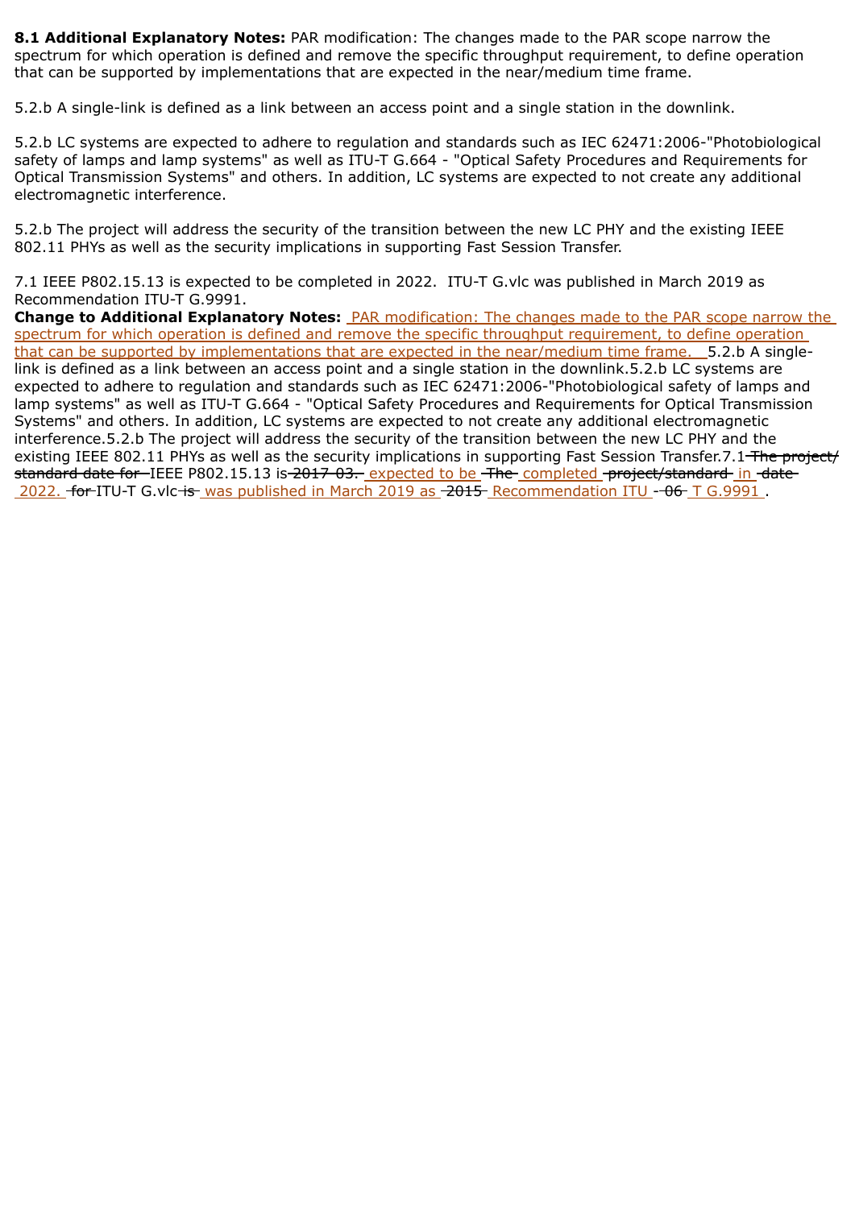**8.1 Additional Explanatory Notes:** PAR modification: The changes made to the PAR scope narrow the spectrum for which operation is defined and remove the specific throughput requirement, to define operation that can be supported by implementations that are expected in the near/medium time frame.

5.2.b A single-link is defined as a link between an access point and a single station in the downlink.

5.2.b LC systems are expected to adhere to regulation and standards such as IEC 62471:2006-"Photobiological safety of lamps and lamp systems" as well as ITU-T G.664 - "Optical Safety Procedures and Requirements for Optical Transmission Systems" and others. In addition, LC systems are expected to not create any additional electromagnetic interference.

5.2.b The project will address the security of the transition between the new LC PHY and the existing IEEE 802.11 PHYs as well as the security implications in supporting Fast Session Transfer.

7.1 IEEE P802.15.13 is expected to be completed in 2022. ITU-T G.vlc was published in March 2019 as Recommendation ITU-T G.9991.

**Change to Additional Explanatory Notes:** PAR modification: The changes made to the PAR scope narrow the spectrum for which operation is defined and remove the specific throughput requirement, to define operation that can be supported by implementations that are expected in the near/medium time frame. 5.2.b A single-link is defined as a link between an access point and a single station in the downlink.5.2.b LC systems are expected to adhere to regulation and standards such as IEC 62471:2006-"Photobiological safety of lamps and lamp systems" as well as ITU-T G.664 - "Optical Safety Procedures and Requirements for Optical Transmission Systems" and others. In addition, LC systems are expected to not create any additional electromagnetic interference.5.2.b The project will address the security of the transition between the new LC PHY and the existing IEEE 802.11 PHYs as well as the security implications in supporting Fast Session Transfer.7.1 ~~The project/standard date for~~ IEEE P802.15.13 is ~~2017-03.~~ expected to be ~~The~~ completed ~~project/standard~~ in ~~date~~ 2022. ~~for~~ ITU-T G.vlc ~~is~~ was published in March 2019 as ~~2015~~ Recommendation ITU - ~~06~~ T G.9991 .